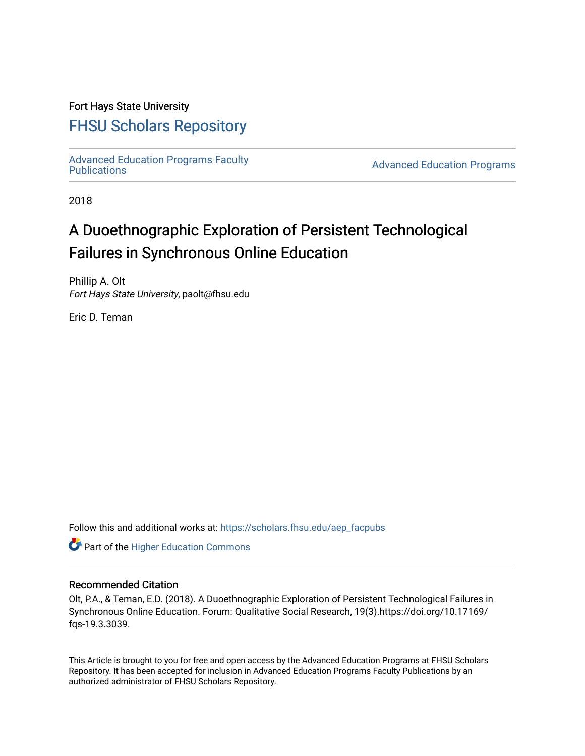Fort Hays State University

# FHSU Scholars Repository

Advanced Education Programs Faculty Publications

Advanced Education Programs

2018

# A Duoethnographic Exploration of Persistent Technological Failures in Synchronous Online Education

Phillip A. Olt
*Fort Hays State University*, paolt@fhsu.edu

Eric D. Teman

Follow this and additional works at: https://scholars.fhsu.edu/aep_facpubs

Part of the Higher Education Commons

## Recommended Citation

Olt, P.A., & Teman, E.D. (2018). A Duoethnographic Exploration of Persistent Technological Failures in Synchronous Online Education. Forum: Qualitative Social Research, 19(3).https://doi.org/10.17169/fqs-19.3.3039.

This Article is brought to you for free and open access by the Advanced Education Programs at FHSU Scholars Repository. It has been accepted for inclusion in Advanced Education Programs Faculty Publications by an authorized administrator of FHSU Scholars Repository.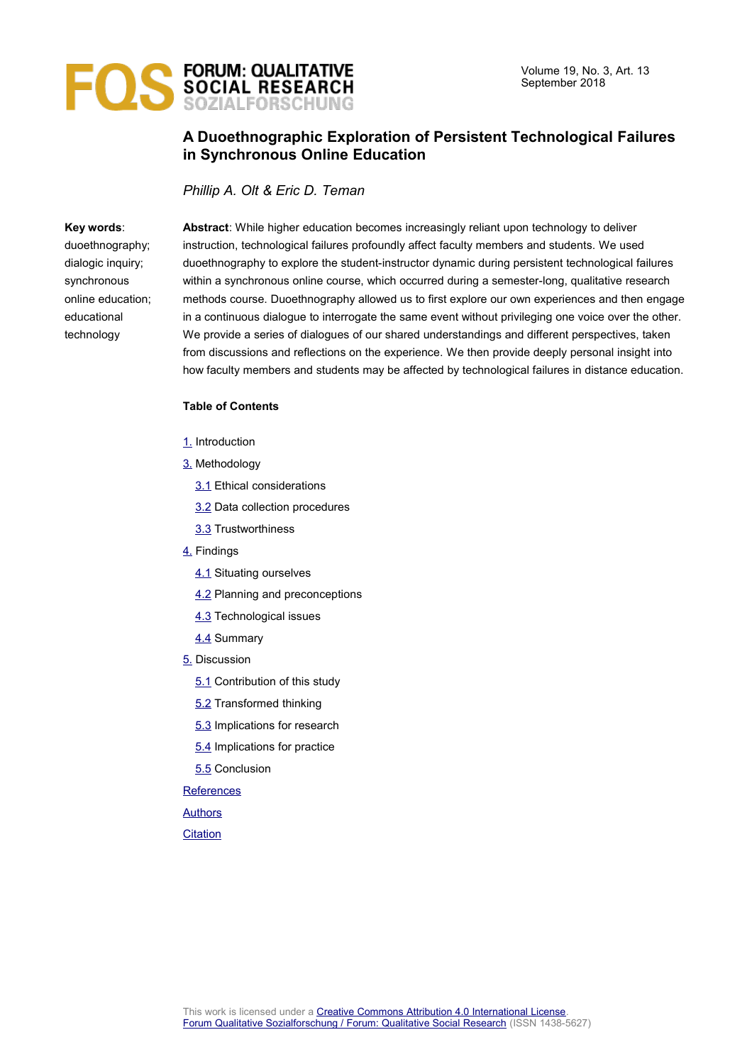# A Duoethnographic Exploration of Persistent Technological Failures in Synchronous Online Education

*Phillip A. Olt & Eric D. Teman*

**Key words**: duoethnography; dialogic inquiry; synchronous online education; educational technology

**Abstract**: While higher education becomes increasingly reliant upon technology to deliver instruction, technological failures profoundly affect faculty members and students. We used duoethnography to explore the student-instructor dynamic during persistent technological failures within a synchronous online course, which occurred during a semester-long, qualitative research methods course. Duoethnography allowed us to first explore our own experiences and then engage in a continuous dialogue to interrogate the same event without privileging one voice over the other. We provide a series of dialogues of our shared understandings and different perspectives, taken from discussions and reflections on the experience. We then provide deeply personal insight into how faculty members and students may be affected by technological failures in distance education.

**Table of Contents**

1. Introduction

3. Methodology

   3.1 Ethical considerations

   3.2 Data collection procedures

   3.3 Trustworthiness

4. Findings

   4.1 Situating ourselves

   4.2 Planning and preconceptions

   4.3 Technological issues

   4.4 Summary

5. Discussion

   5.1 Contribution of this study

   5.2 Transformed thinking

   5.3 Implications for research

   5.4 Implications for practice

   5.5 Conclusion

References

Authors

Citation

This work is licensed under a Creative Commons Attribution 4.0 International License.
Forum Qualitative Sozialforschung / Forum: Qualitative Social Research (ISSN 1438-5627)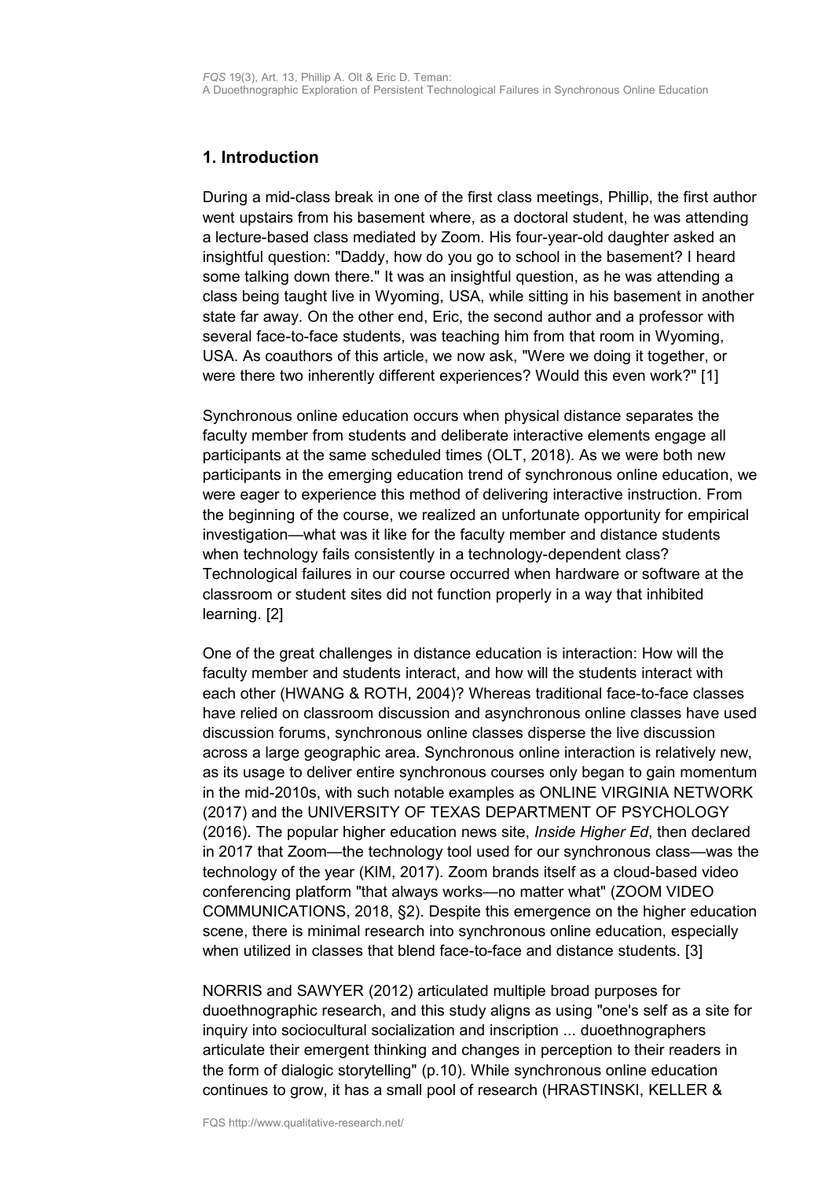## 1. Introduction

During a mid-class break in one of the first class meetings, Phillip, the first author went upstairs from his basement where, as a doctoral student, he was attending a lecture-based class mediated by Zoom. His four-year-old daughter asked an insightful question: "Daddy, how do you go to school in the basement? I heard some talking down there." It was an insightful question, as he was attending a class being taught live in Wyoming, USA, while sitting in his basement in another state far away. On the other end, Eric, the second author and a professor with several face-to-face students, was teaching him from that room in Wyoming, USA. As coauthors of this article, we now ask, "Were we doing it together, or were there two inherently different experiences? Would this even work?" [1]

Synchronous online education occurs when physical distance separates the faculty member from students and deliberate interactive elements engage all participants at the same scheduled times (OLT, 2018). As we were both new participants in the emerging education trend of synchronous online education, we were eager to experience this method of delivering interactive instruction. From the beginning of the course, we realized an unfortunate opportunity for empirical investigation—what was it like for the faculty member and distance students when technology fails consistently in a technology-dependent class? Technological failures in our course occurred when hardware or software at the classroom or student sites did not function properly in a way that inhibited learning. [2]

One of the great challenges in distance education is interaction: How will the faculty member and students interact, and how will the students interact with each other (HWANG & ROTH, 2004)? Whereas traditional face-to-face classes have relied on classroom discussion and asynchronous online classes have used discussion forums, synchronous online classes disperse the live discussion across a large geographic area. Synchronous online interaction is relatively new, as its usage to deliver entire synchronous courses only began to gain momentum in the mid-2010s, with such notable examples as ONLINE VIRGINIA NETWORK (2017) and the UNIVERSITY OF TEXAS DEPARTMENT OF PSYCHOLOGY (2016). The popular higher education news site, *Inside Higher Ed*, then declared in 2017 that Zoom—the technology tool used for our synchronous class—was the technology of the year (KIM, 2017). Zoom brands itself as a cloud-based video conferencing platform "that always works—no matter what" (ZOOM VIDEO COMMUNICATIONS, 2018, §2). Despite this emergence on the higher education scene, there is minimal research into synchronous online education, especially when utilized in classes that blend face-to-face and distance students. [3]

NORRIS and SAWYER (2012) articulated multiple broad purposes for duoethnographic research, and this study aligns as using "one's self as a site for inquiry into sociocultural socialization and inscription ... duoethnographers articulate their emergent thinking and changes in perception to their readers in the form of dialogic storytelling" (p.10). While synchronous online education continues to grow, it has a small pool of research (HRASTINSKI, KELLER &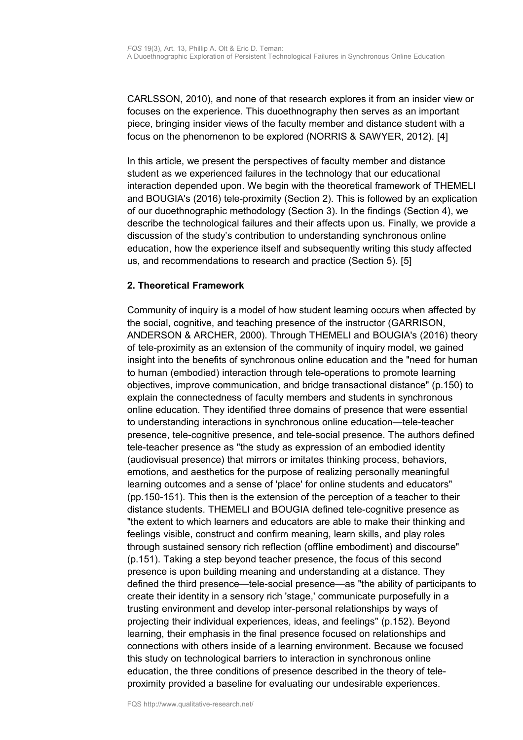CARLSSON, 2010), and none of that research explores it from an insider view or focuses on the experience. This duoethnography then serves as an important piece, bringing insider views of the faculty member and distance student with a focus on the phenomenon to be explored (NORRIS & SAWYER, 2012). [4]

In this article, we present the perspectives of faculty member and distance student as we experienced failures in the technology that our educational interaction depended upon. We begin with the theoretical framework of THEMELI and BOUGIA's (2016) tele-proximity (Section 2). This is followed by an explication of our duoethnographic methodology (Section 3). In the findings (Section 4), we describe the technological failures and their affects upon us. Finally, we provide a discussion of the study's contribution to understanding synchronous online education, how the experience itself and subsequently writing this study affected us, and recommendations to research and practice (Section 5). [5]

## 2. Theoretical Framework

Community of inquiry is a model of how student learning occurs when affected by the social, cognitive, and teaching presence of the instructor (GARRISON, ANDERSON & ARCHER, 2000). Through THEMELI and BOUGIA's (2016) theory of tele-proximity as an extension of the community of inquiry model, we gained insight into the benefits of synchronous online education and the "need for human to human (embodied) interaction through tele-operations to promote learning objectives, improve communication, and bridge transactional distance" (p.150) to explain the connectedness of faculty members and students in synchronous online education. They identified three domains of presence that were essential to understanding interactions in synchronous online education—tele-teacher presence, tele-cognitive presence, and tele-social presence. The authors defined tele-teacher presence as "the study as expression of an embodied identity (audiovisual presence) that mirrors or imitates thinking process, behaviors, emotions, and aesthetics for the purpose of realizing personally meaningful learning outcomes and a sense of 'place' for online students and educators" (pp.150-151). This then is the extension of the perception of a teacher to their distance students. THEMELI and BOUGIA defined tele-cognitive presence as "the extent to which learners and educators are able to make their thinking and feelings visible, construct and confirm meaning, learn skills, and play roles through sustained sensory rich reflection (offline embodiment) and discourse" (p.151). Taking a step beyond teacher presence, the focus of this second presence is upon building meaning and understanding at a distance. They defined the third presence—tele-social presence—as "the ability of participants to create their identity in a sensory rich 'stage,' communicate purposefully in a trusting environment and develop inter-personal relationships by ways of projecting their individual experiences, ideas, and feelings" (p.152). Beyond learning, their emphasis in the final presence focused on relationships and connections with others inside of a learning environment. Because we focused this study on technological barriers to interaction in synchronous online education, the three conditions of presence described in the theory of tele-proximity provided a baseline for evaluating our undesirable experiences.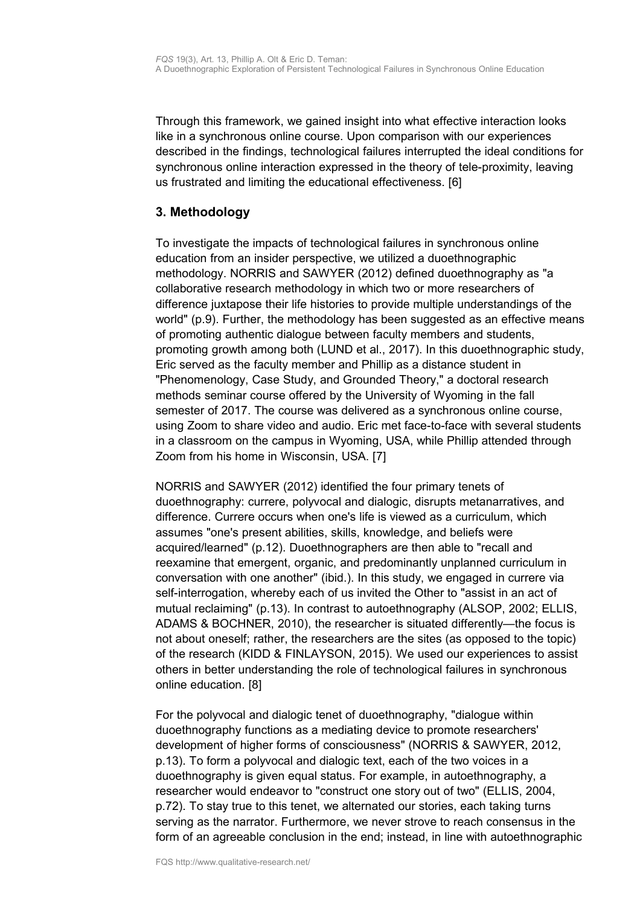Through this framework, we gained insight into what effective interaction looks like in a synchronous online course. Upon comparison with our experiences described in the findings, technological failures interrupted the ideal conditions for synchronous online interaction expressed in the theory of tele-proximity, leaving us frustrated and limiting the educational effectiveness. [6]

## 3. Methodology

To investigate the impacts of technological failures in synchronous online education from an insider perspective, we utilized a duoethnographic methodology. NORRIS and SAWYER (2012) defined duoethnography as "a collaborative research methodology in which two or more researchers of difference juxtapose their life histories to provide multiple understandings of the world" (p.9). Further, the methodology has been suggested as an effective means of promoting authentic dialogue between faculty members and students, promoting growth among both (LUND et al., 2017). In this duoethnographic study, Eric served as the faculty member and Phillip as a distance student in "Phenomenology, Case Study, and Grounded Theory," a doctoral research methods seminar course offered by the University of Wyoming in the fall semester of 2017. The course was delivered as a synchronous online course, using Zoom to share video and audio. Eric met face-to-face with several students in a classroom on the campus in Wyoming, USA, while Phillip attended through Zoom from his home in Wisconsin, USA. [7]

NORRIS and SAWYER (2012) identified the four primary tenets of duoethnography: currere, polyvocal and dialogic, disrupts metanarratives, and difference. Currere occurs when one's life is viewed as a curriculum, which assumes "one's present abilities, skills, knowledge, and beliefs were acquired/learned" (p.12). Duoethnographers are then able to "recall and reexamine that emergent, organic, and predominantly unplanned curriculum in conversation with one another" (ibid.). In this study, we engaged in currere via self-interrogation, whereby each of us invited the Other to "assist in an act of mutual reclaiming" (p.13). In contrast to autoethnography (ALSOP, 2002; ELLIS, ADAMS & BOCHNER, 2010), the researcher is situated differently—the focus is not about oneself; rather, the researchers are the sites (as opposed to the topic) of the research (KIDD & FINLAYSON, 2015). We used our experiences to assist others in better understanding the role of technological failures in synchronous online education. [8]

For the polyvocal and dialogic tenet of duoethnography, "dialogue within duoethnography functions as a mediating device to promote researchers' development of higher forms of consciousness" (NORRIS & SAWYER, 2012, p.13). To form a polyvocal and dialogic text, each of the two voices in a duoethnography is given equal status. For example, in autoethnography, a researcher would endeavor to "construct one story out of two" (ELLIS, 2004, p.72). To stay true to this tenet, we alternated our stories, each taking turns serving as the narrator. Furthermore, we never strove to reach consensus in the form of an agreeable conclusion in the end; instead, in line with autoethnographic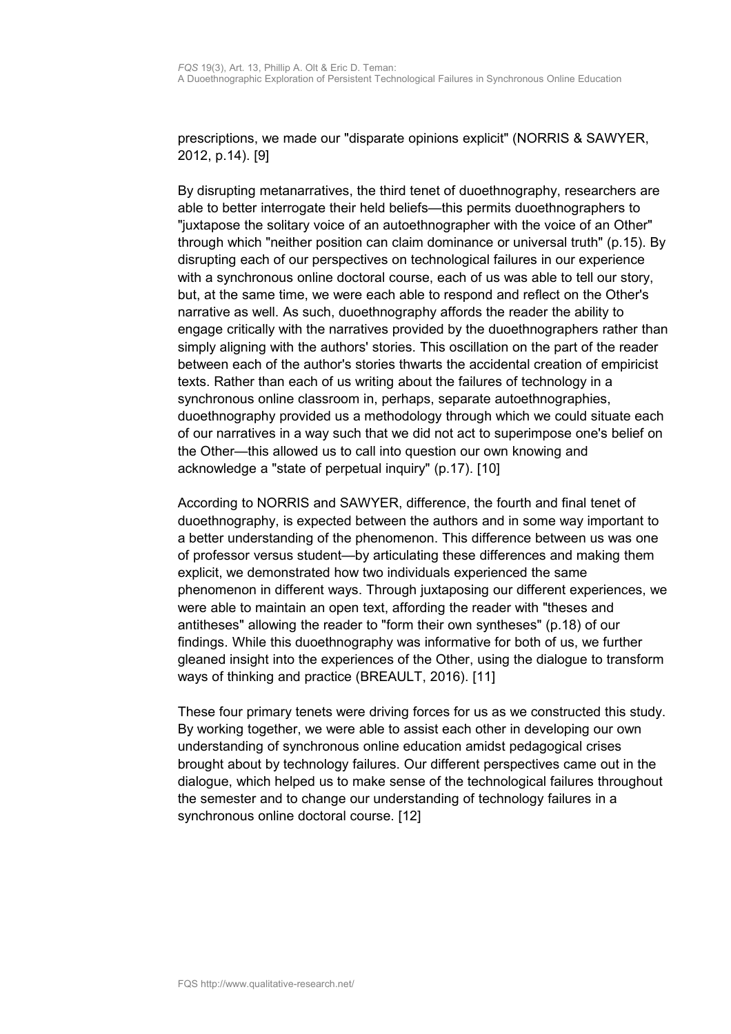prescriptions, we made our "disparate opinions explicit" (NORRIS & SAWYER, 2012, p.14). [9]

By disrupting metanarratives, the third tenet of duoethnography, researchers are able to better interrogate their held beliefs—this permits duoethnographers to "juxtapose the solitary voice of an autoethnographer with the voice of an Other" through which "neither position can claim dominance or universal truth" (p.15). By disrupting each of our perspectives on technological failures in our experience with a synchronous online doctoral course, each of us was able to tell our story, but, at the same time, we were each able to respond and reflect on the Other's narrative as well. As such, duoethnography affords the reader the ability to engage critically with the narratives provided by the duoethnographers rather than simply aligning with the authors' stories. This oscillation on the part of the reader between each of the author's stories thwarts the accidental creation of empiricist texts. Rather than each of us writing about the failures of technology in a synchronous online classroom in, perhaps, separate autoethnographies, duoethnography provided us a methodology through which we could situate each of our narratives in a way such that we did not act to superimpose one's belief on the Other—this allowed us to call into question our own knowing and acknowledge a "state of perpetual inquiry" (p.17). [10]

According to NORRIS and SAWYER, difference, the fourth and final tenet of duoethnography, is expected between the authors and in some way important to a better understanding of the phenomenon. This difference between us was one of professor versus student—by articulating these differences and making them explicit, we demonstrated how two individuals experienced the same phenomenon in different ways. Through juxtaposing our different experiences, we were able to maintain an open text, affording the reader with "theses and antitheses" allowing the reader to "form their own syntheses" (p.18) of our findings. While this duoethnography was informative for both of us, we further gleaned insight into the experiences of the Other, using the dialogue to transform ways of thinking and practice (BREAULT, 2016). [11]

These four primary tenets were driving forces for us as we constructed this study. By working together, we were able to assist each other in developing our own understanding of synchronous online education amidst pedagogical crises brought about by technology failures. Our different perspectives came out in the dialogue, which helped us to make sense of the technological failures throughout the semester and to change our understanding of technology failures in a synchronous online doctoral course. [12]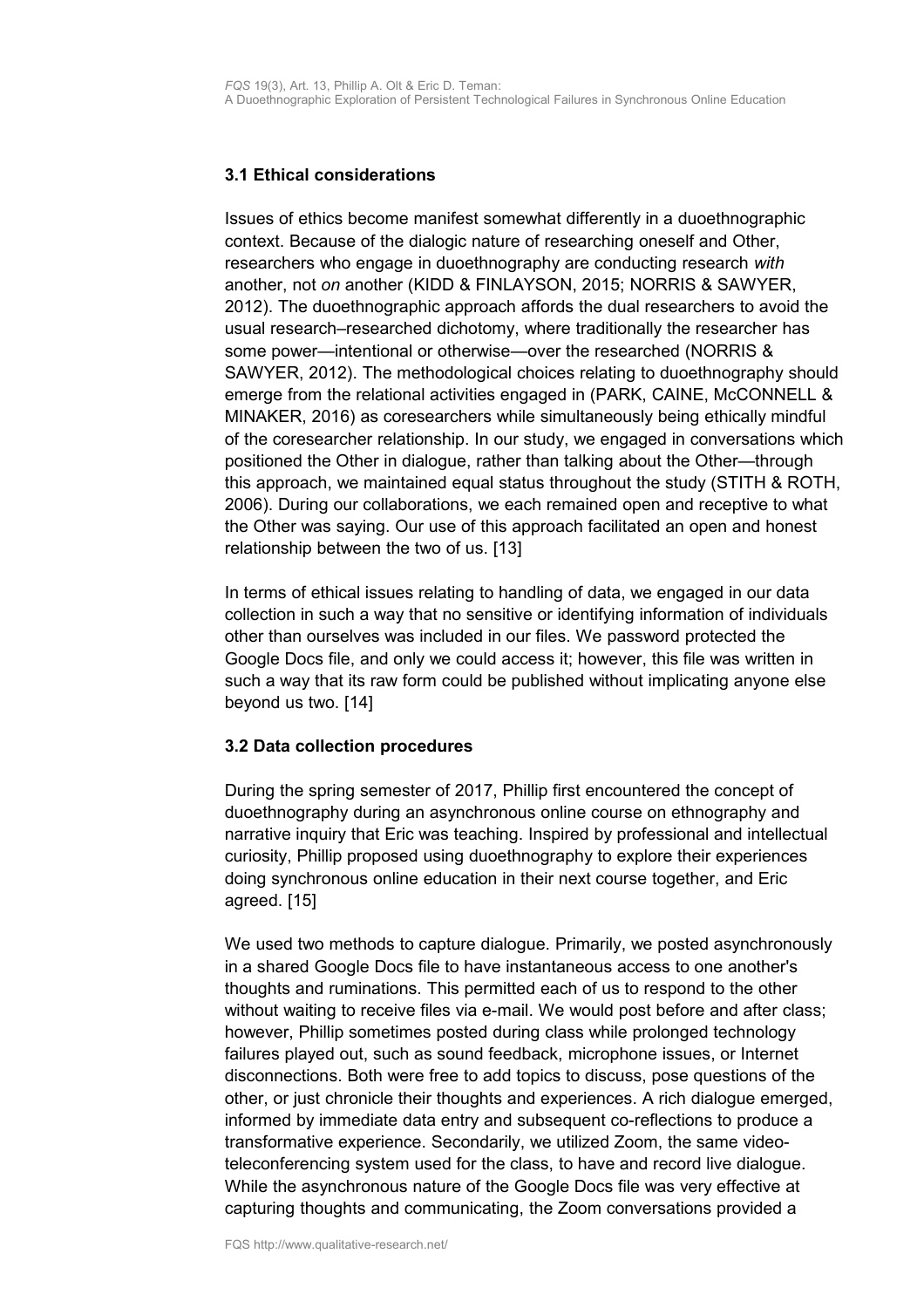### 3.1 Ethical considerations

Issues of ethics become manifest somewhat differently in a duoethnographic context. Because of the dialogic nature of researching oneself and Other, researchers who engage in duoethnography are conducting research *with* another, not *on* another (KIDD & FINLAYSON, 2015; NORRIS & SAWYER, 2012). The duoethnographic approach affords the dual researchers to avoid the usual research–researched dichotomy, where traditionally the researcher has some power—intentional or otherwise—over the researched (NORRIS & SAWYER, 2012). The methodological choices relating to duoethnography should emerge from the relational activities engaged in (PARK, CAINE, McCONNELL & MINAKER, 2016) as coresearchers while simultaneously being ethically mindful of the coresearcher relationship. In our study, we engaged in conversations which positioned the Other in dialogue, rather than talking about the Other—through this approach, we maintained equal status throughout the study (STITH & ROTH, 2006). During our collaborations, we each remained open and receptive to what the Other was saying. Our use of this approach facilitated an open and honest relationship between the two of us. [13]

In terms of ethical issues relating to handling of data, we engaged in our data collection in such a way that no sensitive or identifying information of individuals other than ourselves was included in our files. We password protected the Google Docs file, and only we could access it; however, this file was written in such a way that its raw form could be published without implicating anyone else beyond us two. [14]

### 3.2 Data collection procedures

During the spring semester of 2017, Phillip first encountered the concept of duoethnography during an asynchronous online course on ethnography and narrative inquiry that Eric was teaching. Inspired by professional and intellectual curiosity, Phillip proposed using duoethnography to explore their experiences doing synchronous online education in their next course together, and Eric agreed. [15]

We used two methods to capture dialogue. Primarily, we posted asynchronously in a shared Google Docs file to have instantaneous access to one another's thoughts and ruminations. This permitted each of us to respond to the other without waiting to receive files via e-mail. We would post before and after class; however, Phillip sometimes posted during class while prolonged technology failures played out, such as sound feedback, microphone issues, or Internet disconnections. Both were free to add topics to discuss, pose questions of the other, or just chronicle their thoughts and experiences. A rich dialogue emerged, informed by immediate data entry and subsequent co-reflections to produce a transformative experience. Secondarily, we utilized Zoom, the same video-teleconferencing system used for the class, to have and record live dialogue. While the asynchronous nature of the Google Docs file was very effective at capturing thoughts and communicating, the Zoom conversations provided a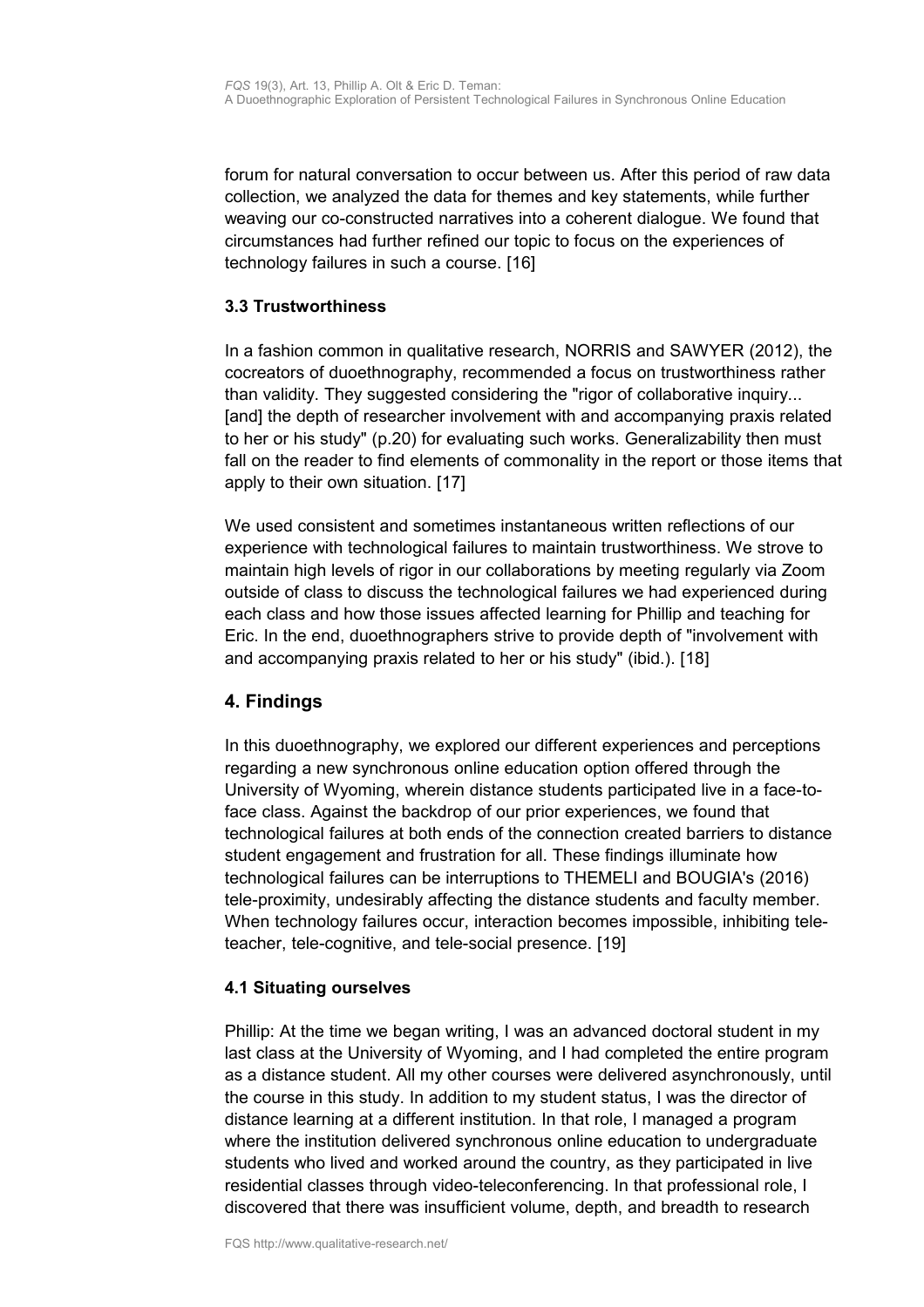forum for natural conversation to occur between us. After this period of raw data collection, we analyzed the data for themes and key statements, while further weaving our co-constructed narratives into a coherent dialogue. We found that circumstances had further refined our topic to focus on the experiences of technology failures in such a course. [16]

### 3.3 Trustworthiness

In a fashion common in qualitative research, NORRIS and SAWYER (2012), the cocreators of duoethnography, recommended a focus on trustworthiness rather than validity. They suggested considering the "rigor of collaborative inquiry... [and] the depth of researcher involvement with and accompanying praxis related to her or his study" (p.20) for evaluating such works. Generalizability then must fall on the reader to find elements of commonality in the report or those items that apply to their own situation. [17]

We used consistent and sometimes instantaneous written reflections of our experience with technological failures to maintain trustworthiness. We strove to maintain high levels of rigor in our collaborations by meeting regularly via Zoom outside of class to discuss the technological failures we had experienced during each class and how those issues affected learning for Phillip and teaching for Eric. In the end, duoethnographers strive to provide depth of "involvement with and accompanying praxis related to her or his study" (ibid.). [18]

## 4. Findings

In this duoethnography, we explored our different experiences and perceptions regarding a new synchronous online education option offered through the University of Wyoming, wherein distance students participated live in a face-to-face class. Against the backdrop of our prior experiences, we found that technological failures at both ends of the connection created barriers to distance student engagement and frustration for all. These findings illuminate how technological failures can be interruptions to THEMELI and BOUGIA's (2016) tele-proximity, undesirably affecting the distance students and faculty member. When technology failures occur, interaction becomes impossible, inhibiting tele-teacher, tele-cognitive, and tele-social presence. [19]

### 4.1 Situating ourselves

Phillip: At the time we began writing, I was an advanced doctoral student in my last class at the University of Wyoming, and I had completed the entire program as a distance student. All my other courses were delivered asynchronously, until the course in this study. In addition to my student status, I was the director of distance learning at a different institution. In that role, I managed a program where the institution delivered synchronous online education to undergraduate students who lived and worked around the country, as they participated in live residential classes through video-teleconferencing. In that professional role, I discovered that there was insufficient volume, depth, and breadth to research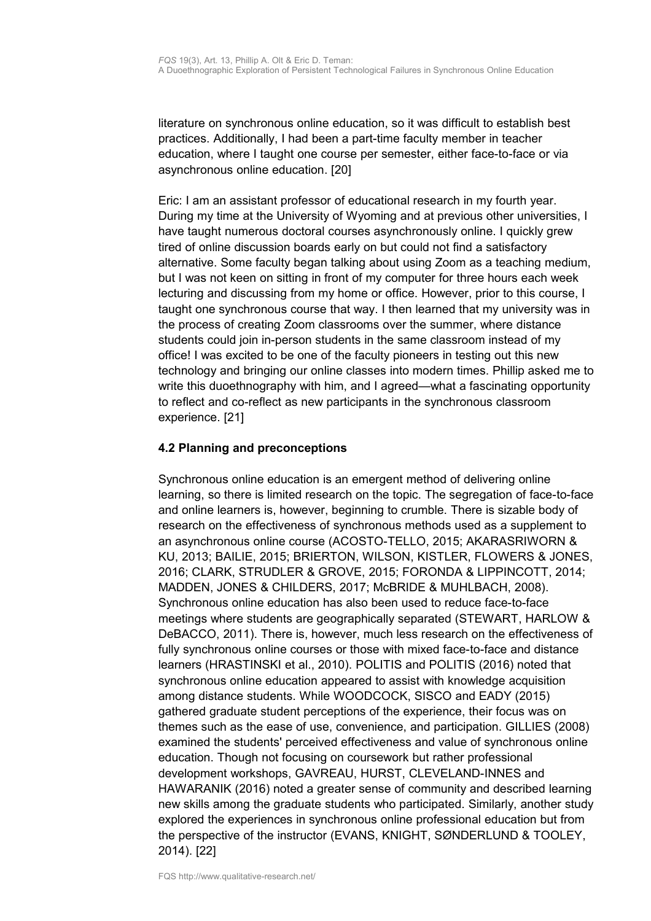literature on synchronous online education, so it was difficult to establish best practices. Additionally, I had been a part-time faculty member in teacher education, where I taught one course per semester, either face-to-face or via asynchronous online education. [20]

Eric: I am an assistant professor of educational research in my fourth year. During my time at the University of Wyoming and at previous other universities, I have taught numerous doctoral courses asynchronously online. I quickly grew tired of online discussion boards early on but could not find a satisfactory alternative. Some faculty began talking about using Zoom as a teaching medium, but I was not keen on sitting in front of my computer for three hours each week lecturing and discussing from my home or office. However, prior to this course, I taught one synchronous course that way. I then learned that my university was in the process of creating Zoom classrooms over the summer, where distance students could join in-person students in the same classroom instead of my office! I was excited to be one of the faculty pioneers in testing out this new technology and bringing our online classes into modern times. Phillip asked me to write this duoethnography with him, and I agreed—what a fascinating opportunity to reflect and co-reflect as new participants in the synchronous classroom experience. [21]

### 4.2 Planning and preconceptions

Synchronous online education is an emergent method of delivering online learning, so there is limited research on the topic. The segregation of face-to-face and online learners is, however, beginning to crumble. There is sizable body of research on the effectiveness of synchronous methods used as a supplement to an asynchronous online course (ACOSTO-TELLO, 2015; AKARASRIWORN & KU, 2013; BAILIE, 2015; BRIERTON, WILSON, KISTLER, FLOWERS & JONES, 2016; CLARK, STRUDLER & GROVE, 2015; FORONDA & LIPPINCOTT, 2014; MADDEN, JONES & CHILDERS, 2017; McBRIDE & MUHLBACH, 2008). Synchronous online education has also been used to reduce face-to-face meetings where students are geographically separated (STEWART, HARLOW & DeBACCO, 2011). There is, however, much less research on the effectiveness of fully synchronous online courses or those with mixed face-to-face and distance learners (HRASTINSKI et al., 2010). POLITIS and POLITIS (2016) noted that synchronous online education appeared to assist with knowledge acquisition among distance students. While WOODCOCK, SISCO and EADY (2015) gathered graduate student perceptions of the experience, their focus was on themes such as the ease of use, convenience, and participation. GILLIES (2008) examined the students' perceived effectiveness and value of synchronous online education. Though not focusing on coursework but rather professional development workshops, GAVREAU, HURST, CLEVELAND-INNES and HAWARANIK (2016) noted a greater sense of community and described learning new skills among the graduate students who participated. Similarly, another study explored the experiences in synchronous online professional education but from the perspective of the instructor (EVANS, KNIGHT, SØNDERLUND & TOOLEY, 2014). [22]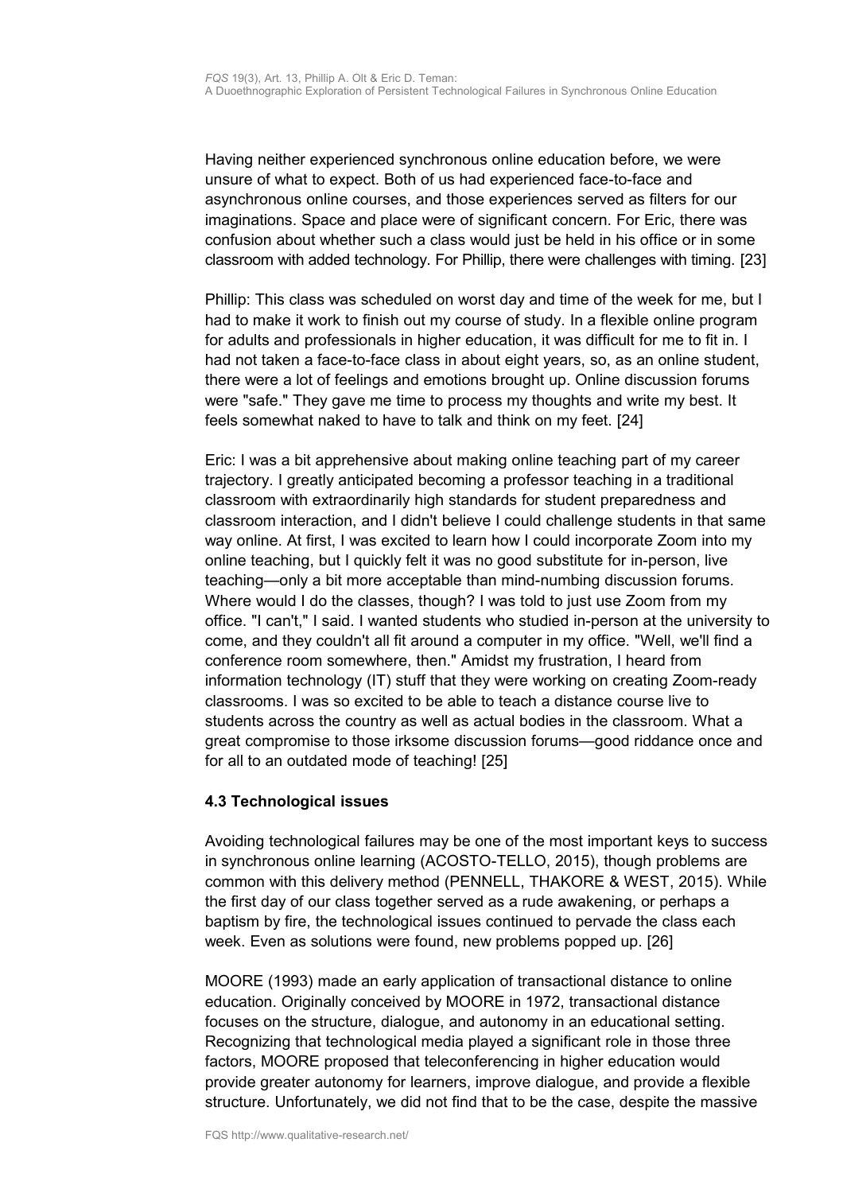Having neither experienced synchronous online education before, we were unsure of what to expect. Both of us had experienced face-to-face and asynchronous online courses, and those experiences served as filters for our imaginations. Space and place were of significant concern. For Eric, there was confusion about whether such a class would just be held in his office or in some classroom with added technology. For Phillip, there were challenges with timing. [23]

Phillip: This class was scheduled on worst day and time of the week for me, but I had to make it work to finish out my course of study. In a flexible online program for adults and professionals in higher education, it was difficult for me to fit in. I had not taken a face-to-face class in about eight years, so, as an online student, there were a lot of feelings and emotions brought up. Online discussion forums were "safe." They gave me time to process my thoughts and write my best. It feels somewhat naked to have to talk and think on my feet. [24]

Eric: I was a bit apprehensive about making online teaching part of my career trajectory. I greatly anticipated becoming a professor teaching in a traditional classroom with extraordinarily high standards for student preparedness and classroom interaction, and I didn't believe I could challenge students in that same way online. At first, I was excited to learn how I could incorporate Zoom into my online teaching, but I quickly felt it was no good substitute for in-person, live teaching—only a bit more acceptable than mind-numbing discussion forums. Where would I do the classes, though? I was told to just use Zoom from my office. "I can't," I said. I wanted students who studied in-person at the university to come, and they couldn't all fit around a computer in my office. "Well, we'll find a conference room somewhere, then." Amidst my frustration, I heard from information technology (IT) stuff that they were working on creating Zoom-ready classrooms. I was so excited to be able to teach a distance course live to students across the country as well as actual bodies in the classroom. What a great compromise to those irksome discussion forums—good riddance once and for all to an outdated mode of teaching! [25]

### 4.3 Technological issues

Avoiding technological failures may be one of the most important keys to success in synchronous online learning (ACOSTO-TELLO, 2015), though problems are common with this delivery method (PENNELL, THAKORE & WEST, 2015). While the first day of our class together served as a rude awakening, or perhaps a baptism by fire, the technological issues continued to pervade the class each week. Even as solutions were found, new problems popped up. [26]

MOORE (1993) made an early application of transactional distance to online education. Originally conceived by MOORE in 1972, transactional distance focuses on the structure, dialogue, and autonomy in an educational setting. Recognizing that technological media played a significant role in those three factors, MOORE proposed that teleconferencing in higher education would provide greater autonomy for learners, improve dialogue, and provide a flexible structure. Unfortunately, we did not find that to be the case, despite the massive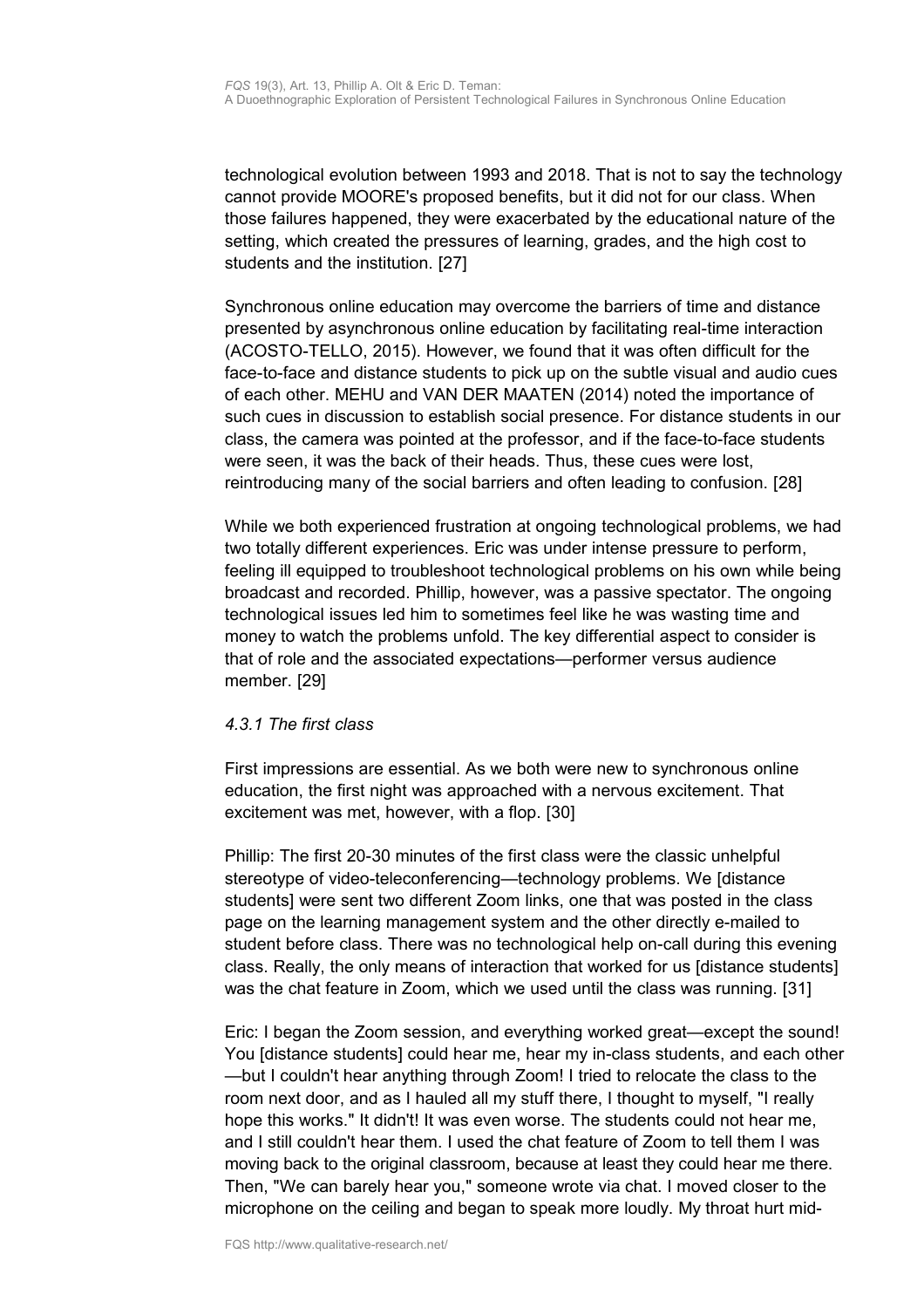technological evolution between 1993 and 2018. That is not to say the technology cannot provide MOORE's proposed benefits, but it did not for our class. When those failures happened, they were exacerbated by the educational nature of the setting, which created the pressures of learning, grades, and the high cost to students and the institution. [27]

Synchronous online education may overcome the barriers of time and distance presented by asynchronous online education by facilitating real-time interaction (ACOSTO-TELLO, 2015). However, we found that it was often difficult for the face-to-face and distance students to pick up on the subtle visual and audio cues of each other. MEHU and VAN DER MAATEN (2014) noted the importance of such cues in discussion to establish social presence. For distance students in our class, the camera was pointed at the professor, and if the face-to-face students were seen, it was the back of their heads. Thus, these cues were lost, reintroducing many of the social barriers and often leading to confusion. [28]

While we both experienced frustration at ongoing technological problems, we had two totally different experiences. Eric was under intense pressure to perform, feeling ill equipped to troubleshoot technological problems on his own while being broadcast and recorded. Phillip, however, was a passive spectator. The ongoing technological issues led him to sometimes feel like he was wasting time and money to watch the problems unfold. The key differential aspect to consider is that of role and the associated expectations—performer versus audience member. [29]

#### *4.3.1 The first class*

First impressions are essential. As we both were new to synchronous online education, the first night was approached with a nervous excitement. That excitement was met, however, with a flop. [30]

Phillip: The first 20-30 minutes of the first class were the classic unhelpful stereotype of video-teleconferencing—technology problems. We [distance students] were sent two different Zoom links, one that was posted in the class page on the learning management system and the other directly e-mailed to student before class. There was no technological help on-call during this evening class. Really, the only means of interaction that worked for us [distance students] was the chat feature in Zoom, which we used until the class was running. [31]

Eric: I began the Zoom session, and everything worked great—except the sound! You [distance students] could hear me, hear my in-class students, and each other—but I couldn't hear anything through Zoom! I tried to relocate the class to the room next door, and as I hauled all my stuff there, I thought to myself, "I really hope this works." It didn't! It was even worse. The students could not hear me, and I still couldn't hear them. I used the chat feature of Zoom to tell them I was moving back to the original classroom, because at least they could hear me there. Then, "We can barely hear you," someone wrote via chat. I moved closer to the microphone on the ceiling and began to speak more loudly. My throat hurt mid-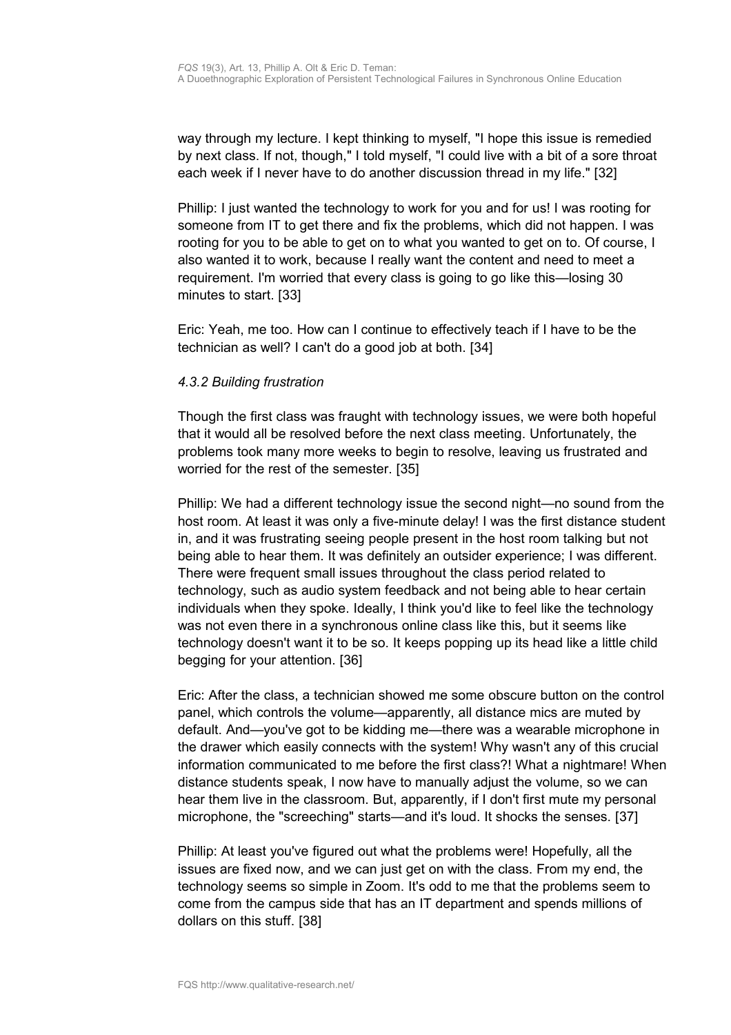way through my lecture. I kept thinking to myself, "I hope this issue is remedied by next class. If not, though," I told myself, "I could live with a bit of a sore throat each week if I never have to do another discussion thread in my life." [32]

Phillip: I just wanted the technology to work for you and for us! I was rooting for someone from IT to get there and fix the problems, which did not happen. I was rooting for you to be able to get on to what you wanted to get on to. Of course, I also wanted it to work, because I really want the content and need to meet a requirement. I'm worried that every class is going to go like this—losing 30 minutes to start. [33]

Eric: Yeah, me too. How can I continue to effectively teach if I have to be the technician as well? I can't do a good job at both. [34]

#### *4.3.2 Building frustration*

Though the first class was fraught with technology issues, we were both hopeful that it would all be resolved before the next class meeting. Unfortunately, the problems took many more weeks to begin to resolve, leaving us frustrated and worried for the rest of the semester. [35]

Phillip: We had a different technology issue the second night—no sound from the host room. At least it was only a five-minute delay! I was the first distance student in, and it was frustrating seeing people present in the host room talking but not being able to hear them. It was definitely an outsider experience; I was different. There were frequent small issues throughout the class period related to technology, such as audio system feedback and not being able to hear certain individuals when they spoke. Ideally, I think you'd like to feel like the technology was not even there in a synchronous online class like this, but it seems like technology doesn't want it to be so. It keeps popping up its head like a little child begging for your attention. [36]

Eric: After the class, a technician showed me some obscure button on the control panel, which controls the volume—apparently, all distance mics are muted by default. And—you've got to be kidding me—there was a wearable microphone in the drawer which easily connects with the system! Why wasn't any of this crucial information communicated to me before the first class?! What a nightmare! When distance students speak, I now have to manually adjust the volume, so we can hear them live in the classroom. But, apparently, if I don't first mute my personal microphone, the "screeching" starts—and it's loud. It shocks the senses. [37]

Phillip: At least you've figured out what the problems were! Hopefully, all the issues are fixed now, and we can just get on with the class. From my end, the technology seems so simple in Zoom. It's odd to me that the problems seem to come from the campus side that has an IT department and spends millions of dollars on this stuff. [38]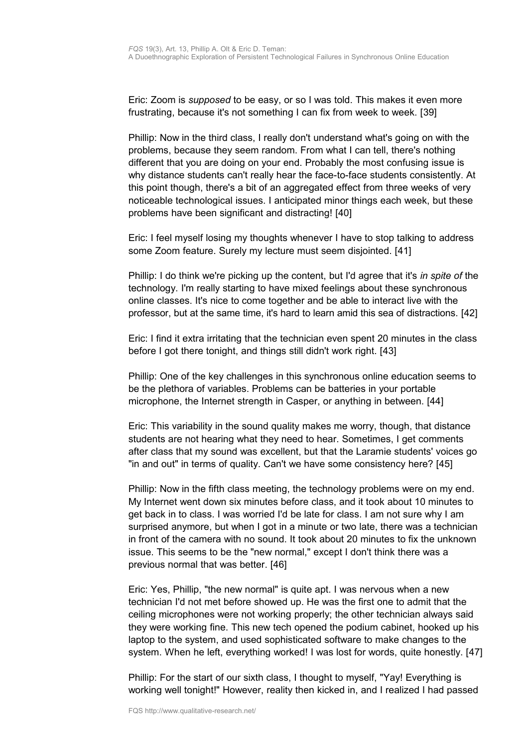Eric: Zoom is *supposed* to be easy, or so I was told. This makes it even more frustrating, because it's not something I can fix from week to week. [39]

Phillip: Now in the third class, I really don't understand what's going on with the problems, because they seem random. From what I can tell, there's nothing different that you are doing on your end. Probably the most confusing issue is why distance students can't really hear the face-to-face students consistently. At this point though, there's a bit of an aggregated effect from three weeks of very noticeable technological issues. I anticipated minor things each week, but these problems have been significant and distracting! [40]

Eric: I feel myself losing my thoughts whenever I have to stop talking to address some Zoom feature. Surely my lecture must seem disjointed. [41]

Phillip: I do think we're picking up the content, but I'd agree that it's *in spite of* the technology. I'm really starting to have mixed feelings about these synchronous online classes. It's nice to come together and be able to interact live with the professor, but at the same time, it's hard to learn amid this sea of distractions. [42]

Eric: I find it extra irritating that the technician even spent 20 minutes in the class before I got there tonight, and things still didn't work right. [43]

Phillip: One of the key challenges in this synchronous online education seems to be the plethora of variables. Problems can be batteries in your portable microphone, the Internet strength in Casper, or anything in between. [44]

Eric: This variability in the sound quality makes me worry, though, that distance students are not hearing what they need to hear. Sometimes, I get comments after class that my sound was excellent, but that the Laramie students' voices go "in and out" in terms of quality. Can't we have some consistency here? [45]

Phillip: Now in the fifth class meeting, the technology problems were on my end. My Internet went down six minutes before class, and it took about 10 minutes to get back in to class. I was worried I'd be late for class. I am not sure why I am surprised anymore, but when I got in a minute or two late, there was a technician in front of the camera with no sound. It took about 20 minutes to fix the unknown issue. This seems to be the "new normal," except I don't think there was a previous normal that was better. [46]

Eric: Yes, Phillip, "the new normal" is quite apt. I was nervous when a new technician I'd not met before showed up. He was the first one to admit that the ceiling microphones were not working properly; the other technician always said they were working fine. This new tech opened the podium cabinet, hooked up his laptop to the system, and used sophisticated software to make changes to the system. When he left, everything worked! I was lost for words, quite honestly. [47]

Phillip: For the start of our sixth class, I thought to myself, "Yay! Everything is working well tonight!" However, reality then kicked in, and I realized I had passed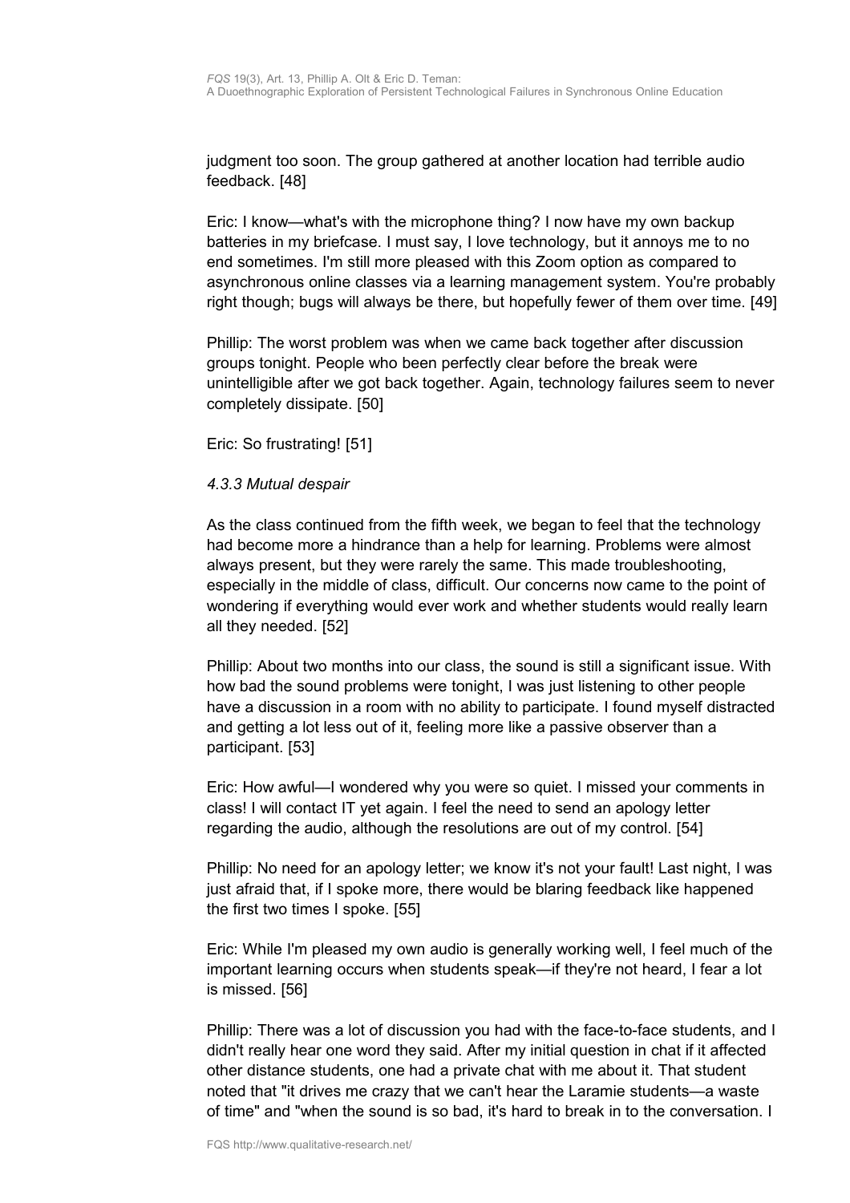judgment too soon. The group gathered at another location had terrible audio feedback. [48]

Eric: I know—what's with the microphone thing? I now have my own backup batteries in my briefcase. I must say, I love technology, but it annoys me to no end sometimes. I'm still more pleased with this Zoom option as compared to asynchronous online classes via a learning management system. You're probably right though; bugs will always be there, but hopefully fewer of them over time. [49]

Phillip: The worst problem was when we came back together after discussion groups tonight. People who been perfectly clear before the break were unintelligible after we got back together. Again, technology failures seem to never completely dissipate. [50]

Eric: So frustrating! [51]

#### *4.3.3 Mutual despair*

As the class continued from the fifth week, we began to feel that the technology had become more a hindrance than a help for learning. Problems were almost always present, but they were rarely the same. This made troubleshooting, especially in the middle of class, difficult. Our concerns now came to the point of wondering if everything would ever work and whether students would really learn all they needed. [52]

Phillip: About two months into our class, the sound is still a significant issue. With how bad the sound problems were tonight, I was just listening to other people have a discussion in a room with no ability to participate. I found myself distracted and getting a lot less out of it, feeling more like a passive observer than a participant. [53]

Eric: How awful—I wondered why you were so quiet. I missed your comments in class! I will contact IT yet again. I feel the need to send an apology letter regarding the audio, although the resolutions are out of my control. [54]

Phillip: No need for an apology letter; we know it's not your fault! Last night, I was just afraid that, if I spoke more, there would be blaring feedback like happened the first two times I spoke. [55]

Eric: While I'm pleased my own audio is generally working well, I feel much of the important learning occurs when students speak—if they're not heard, I fear a lot is missed. [56]

Phillip: There was a lot of discussion you had with the face-to-face students, and I didn't really hear one word they said. After my initial question in chat if it affected other distance students, one had a private chat with me about it. That student noted that "it drives me crazy that we can't hear the Laramie students—a waste of time" and "when the sound is so bad, it's hard to break in to the conversation. I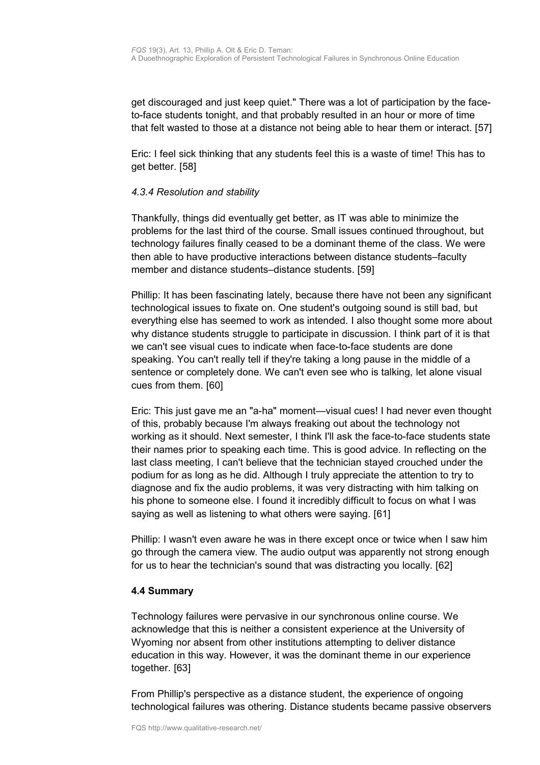get discouraged and just keep quiet." There was a lot of participation by the face-to-face students tonight, and that probably resulted in an hour or more of time that felt wasted to those at a distance not being able to hear them or interact. [57]

Eric: I feel sick thinking that any students feel this is a waste of time! This has to get better. [58]

#### *4.3.4 Resolution and stability*

Thankfully, things did eventually get better, as IT was able to minimize the problems for the last third of the course. Small issues continued throughout, but technology failures finally ceased to be a dominant theme of the class. We were then able to have productive interactions between distance students–faculty member and distance students–distance students. [59]

Phillip: It has been fascinating lately, because there have not been any significant technological issues to fixate on. One student's outgoing sound is still bad, but everything else has seemed to work as intended. I also thought some more about why distance students struggle to participate in discussion. I think part of it is that we can't see visual cues to indicate when face-to-face students are done speaking. You can't really tell if they're taking a long pause in the middle of a sentence or completely done. We can't even see who is talking, let alone visual cues from them. [60]

Eric: This just gave me an "a-ha" moment—visual cues! I had never even thought of this, probably because I'm always freaking out about the technology not working as it should. Next semester, I think I'll ask the face-to-face students state their names prior to speaking each time. This is good advice. In reflecting on the last class meeting, I can't believe that the technician stayed crouched under the podium for as long as he did. Although I truly appreciate the attention to try to diagnose and fix the audio problems, it was very distracting with him talking on his phone to someone else. I found it incredibly difficult to focus on what I was saying as well as listening to what others were saying. [61]

Phillip: I wasn't even aware he was in there except once or twice when I saw him go through the camera view. The audio output was apparently not strong enough for us to hear the technician's sound that was distracting you locally. [62]

### 4.4 Summary

Technology failures were pervasive in our synchronous online course. We acknowledge that this is neither a consistent experience at the University of Wyoming nor absent from other institutions attempting to deliver distance education in this way. However, it was the dominant theme in our experience together. [63]

From Phillip's perspective as a distance student, the experience of ongoing technological failures was othering. Distance students became passive observers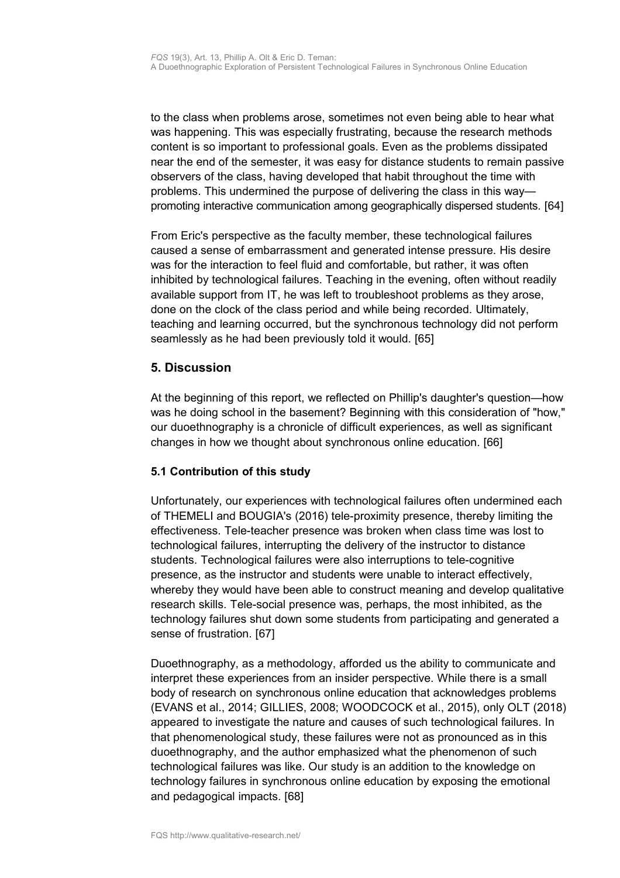to the class when problems arose, sometimes not even being able to hear what was happening. This was especially frustrating, because the research methods content is so important to professional goals. Even as the problems dissipated near the end of the semester, it was easy for distance students to remain passive observers of the class, having developed that habit throughout the time with problems. This undermined the purpose of delivering the class in this way—promoting interactive communication among geographically dispersed students. [64]

From Eric's perspective as the faculty member, these technological failures caused a sense of embarrassment and generated intense pressure. His desire was for the interaction to feel fluid and comfortable, but rather, it was often inhibited by technological failures. Teaching in the evening, often without readily available support from IT, he was left to troubleshoot problems as they arose, done on the clock of the class period and while being recorded. Ultimately, teaching and learning occurred, but the synchronous technology did not perform seamlessly as he had been previously told it would. [65]

## 5. Discussion

At the beginning of this report, we reflected on Phillip's daughter's question—how was he doing school in the basement? Beginning with this consideration of "how," our duoethnography is a chronicle of difficult experiences, as well as significant changes in how we thought about synchronous online education. [66]

### 5.1 Contribution of this study

Unfortunately, our experiences with technological failures often undermined each of THEMELI and BOUGIA's (2016) tele-proximity presence, thereby limiting the effectiveness. Tele-teacher presence was broken when class time was lost to technological failures, interrupting the delivery of the instructor to distance students. Technological failures were also interruptions to tele-cognitive presence, as the instructor and students were unable to interact effectively, whereby they would have been able to construct meaning and develop qualitative research skills. Tele-social presence was, perhaps, the most inhibited, as the technology failures shut down some students from participating and generated a sense of frustration. [67]

Duoethnography, as a methodology, afforded us the ability to communicate and interpret these experiences from an insider perspective. While there is a small body of research on synchronous online education that acknowledges problems (EVANS et al., 2014; GILLIES, 2008; WOODCOCK et al., 2015), only OLT (2018) appeared to investigate the nature and causes of such technological failures. In that phenomenological study, these failures were not as pronounced as in this duoethnography, and the author emphasized what the phenomenon of such technological failures was like. Our study is an addition to the knowledge on technology failures in synchronous online education by exposing the emotional and pedagogical impacts. [68]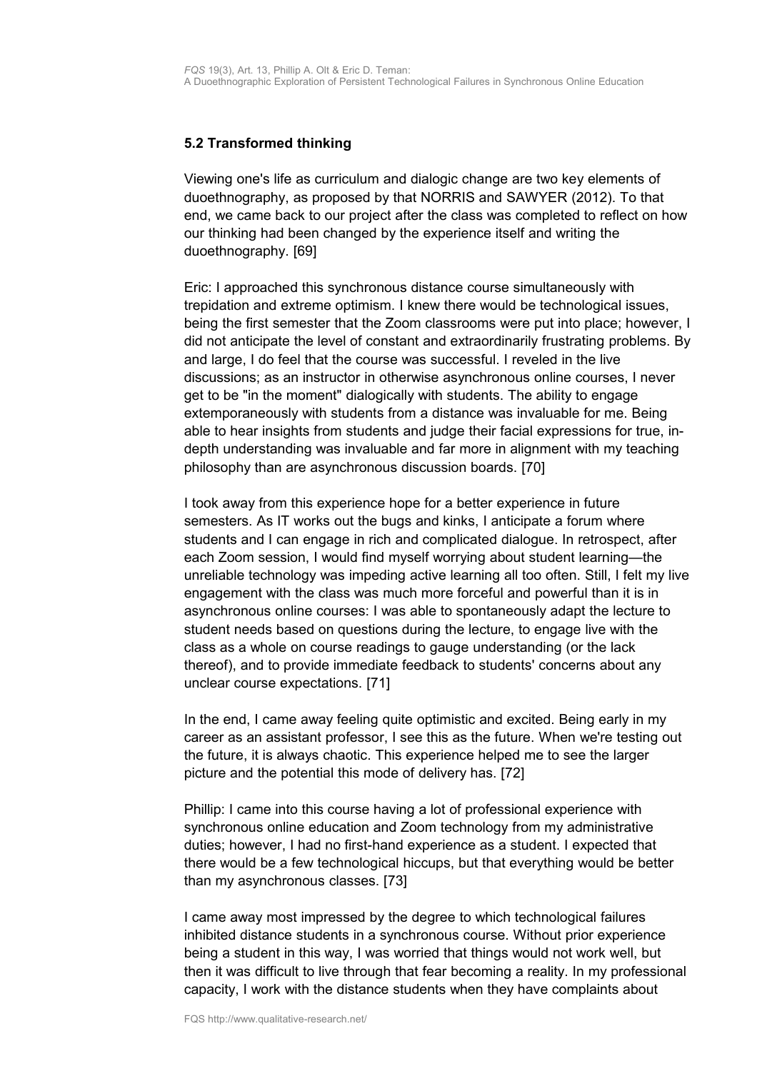### 5.2 Transformed thinking

Viewing one's life as curriculum and dialogic change are two key elements of duoethnography, as proposed by that NORRIS and SAWYER (2012). To that end, we came back to our project after the class was completed to reflect on how our thinking had been changed by the experience itself and writing the duoethnography. [69]

Eric: I approached this synchronous distance course simultaneously with trepidation and extreme optimism. I knew there would be technological issues, being the first semester that the Zoom classrooms were put into place; however, I did not anticipate the level of constant and extraordinarily frustrating problems. By and large, I do feel that the course was successful. I reveled in the live discussions; as an instructor in otherwise asynchronous online courses, I never get to be "in the moment" dialogically with students. The ability to engage extemporaneously with students from a distance was invaluable for me. Being able to hear insights from students and judge their facial expressions for true, in-depth understanding was invaluable and far more in alignment with my teaching philosophy than are asynchronous discussion boards. [70]

I took away from this experience hope for a better experience in future semesters. As IT works out the bugs and kinks, I anticipate a forum where students and I can engage in rich and complicated dialogue. In retrospect, after each Zoom session, I would find myself worrying about student learning—the unreliable technology was impeding active learning all too often. Still, I felt my live engagement with the class was much more forceful and powerful than it is in asynchronous online courses: I was able to spontaneously adapt the lecture to student needs based on questions during the lecture, to engage live with the class as a whole on course readings to gauge understanding (or the lack thereof), and to provide immediate feedback to students' concerns about any unclear course expectations. [71]

In the end, I came away feeling quite optimistic and excited. Being early in my career as an assistant professor, I see this as the future. When we're testing out the future, it is always chaotic. This experience helped me to see the larger picture and the potential this mode of delivery has. [72]

Phillip: I came into this course having a lot of professional experience with synchronous online education and Zoom technology from my administrative duties; however, I had no first-hand experience as a student. I expected that there would be a few technological hiccups, but that everything would be better than my asynchronous classes. [73]

I came away most impressed by the degree to which technological failures inhibited distance students in a synchronous course. Without prior experience being a student in this way, I was worried that things would not work well, but then it was difficult to live through that fear becoming a reality. In my professional capacity, I work with the distance students when they have complaints about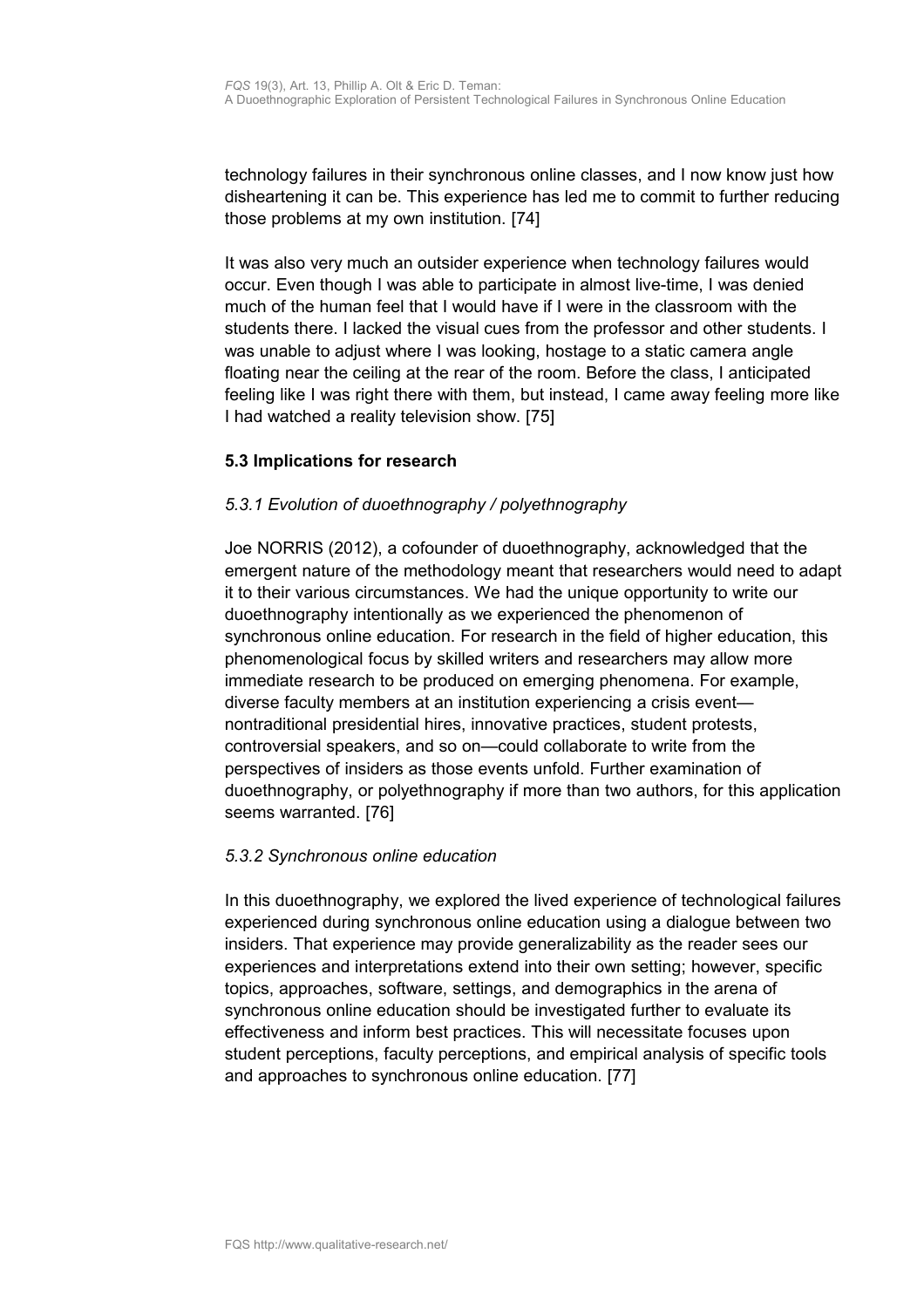technology failures in their synchronous online classes, and I now know just how disheartening it can be. This experience has led me to commit to further reducing those problems at my own institution. [74]

It was also very much an outsider experience when technology failures would occur. Even though I was able to participate in almost live-time, I was denied much of the human feel that I would have if I were in the classroom with the students there. I lacked the visual cues from the professor and other students. I was unable to adjust where I was looking, hostage to a static camera angle floating near the ceiling at the rear of the room. Before the class, I anticipated feeling like I was right there with them, but instead, I came away feeling more like I had watched a reality television show. [75]

### 5.3 Implications for research

#### *5.3.1 Evolution of duoethnography / polyethnography*

Joe NORRIS (2012), a cofounder of duoethnography, acknowledged that the emergent nature of the methodology meant that researchers would need to adapt it to their various circumstances. We had the unique opportunity to write our duoethnography intentionally as we experienced the phenomenon of synchronous online education. For research in the field of higher education, this phenomenological focus by skilled writers and researchers may allow more immediate research to be produced on emerging phenomena. For example, diverse faculty members at an institution experiencing a crisis event—nontraditional presidential hires, innovative practices, student protests, controversial speakers, and so on—could collaborate to write from the perspectives of insiders as those events unfold. Further examination of duoethnography, or polyethnography if more than two authors, for this application seems warranted. [76]

#### *5.3.2 Synchronous online education*

In this duoethnography, we explored the lived experience of technological failures experienced during synchronous online education using a dialogue between two insiders. That experience may provide generalizability as the reader sees our experiences and interpretations extend into their own setting; however, specific topics, approaches, software, settings, and demographics in the arena of synchronous online education should be investigated further to evaluate its effectiveness and inform best practices. This will necessitate focuses upon student perceptions, faculty perceptions, and empirical analysis of specific tools and approaches to synchronous online education. [77]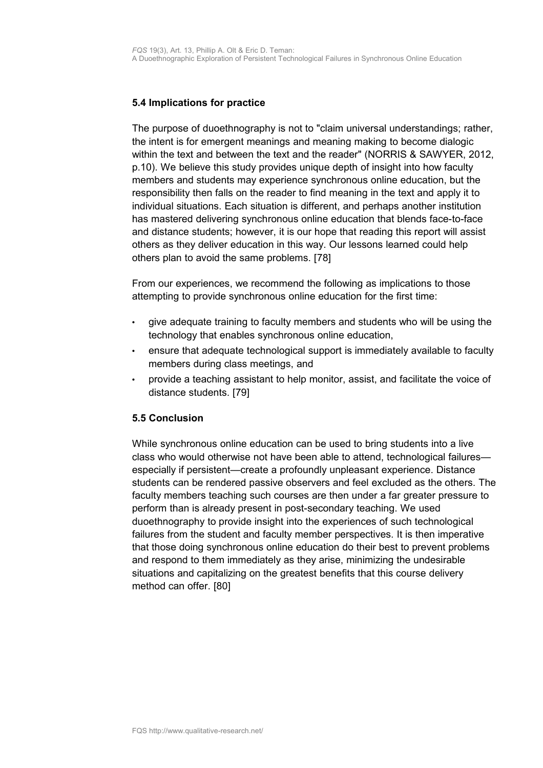### 5.4 Implications for practice

The purpose of duoethnography is not to "claim universal understandings; rather, the intent is for emergent meanings and meaning making to become dialogic within the text and between the text and the reader" (NORRIS & SAWYER, 2012, p.10). We believe this study provides unique depth of insight into how faculty members and students may experience synchronous online education, but the responsibility then falls on the reader to find meaning in the text and apply it to individual situations. Each situation is different, and perhaps another institution has mastered delivering synchronous online education that blends face-to-face and distance students; however, it is our hope that reading this report will assist others as they deliver education in this way. Our lessons learned could help others plan to avoid the same problems. [78]

From our experiences, we recommend the following as implications to those attempting to provide synchronous online education for the first time:

- give adequate training to faculty members and students who will be using the technology that enables synchronous online education,
- ensure that adequate technological support is immediately available to faculty members during class meetings, and
- provide a teaching assistant to help monitor, assist, and facilitate the voice of distance students. [79]

### 5.5 Conclusion

While synchronous online education can be used to bring students into a live class who would otherwise not have been able to attend, technological failures—especially if persistent—create a profoundly unpleasant experience. Distance students can be rendered passive observers and feel excluded as the others. The faculty members teaching such courses are then under a far greater pressure to perform than is already present in post-secondary teaching. We used duoethnography to provide insight into the experiences of such technological failures from the student and faculty member perspectives. It is then imperative that those doing synchronous online education do their best to prevent problems and respond to them immediately as they arise, minimizing the undesirable situations and capitalizing on the greatest benefits that this course delivery method can offer. [80]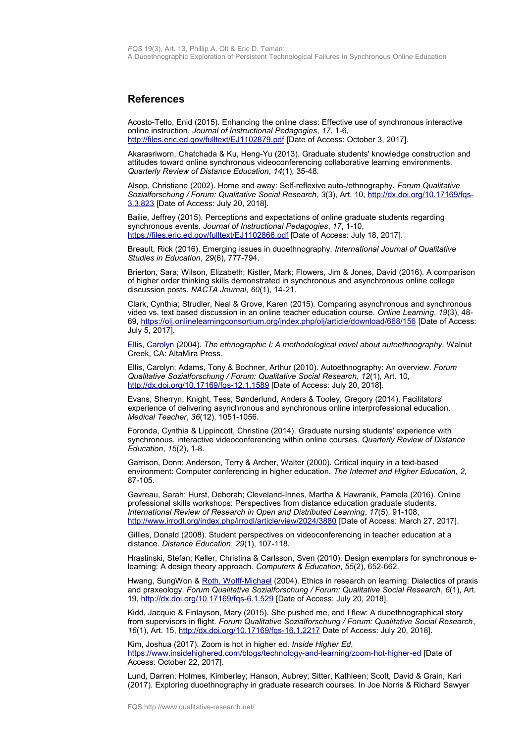## References

Acosto-Tello, Enid (2015). Enhancing the online class: Effective use of synchronous interactive online instruction. *Journal of Instructional Pedagogies*, *17*, 1-6, http://files.eric.ed.gov/fulltext/EJ1102879.pdf [Date of Access: October 3, 2017].

Akarasriworn, Chatchada & Ku, Heng-Yu (2013). Graduate students' knowledge construction and attitudes toward online synchronous videoconferencing collaborative learning environments. *Quarterly Review of Distance Education*, *14*(1), 35-48.

Alsop, Christiane (2002). Home and away: Self-reflexive auto-/ethnography. *Forum Qualitative Sozialforschung / Forum: Qualitative Social Research*, *3*(3), Art. 10, http://dx.doi.org/10.17169/fqs-3.3.823 [Date of Access: July 20, 2018].

Bailie, Jeffrey (2015). Perceptions and expectations of online graduate students regarding synchronous events. *Journal of Instructional Pedagogies*, *17*, 1-10, https://files.eric.ed.gov/fulltext/EJ1102866.pdf [Date of Access: July 18, 2017].

Breault, Rick (2016). Emerging issues in duoethnography. *International Journal of Qualitative Studies in Education*, *29*(6), 777-794.

Brierton, Sara; Wilson, Elizabeth; Kistler, Mark; Flowers, Jim & Jones, David (2016). A comparison of higher order thinking skills demonstrated in synchronous and asynchronous online college discussion posts. *NACTA Journal*, *60*(1), 14-21.

Clark, Cynthia; Strudler, Neal & Grove, Karen (2015). Comparing asynchronous and synchronous video vs. text based discussion in an online teacher education course. *Online Learning*, *19*(3), 48-69, https://olj.onlinelearningconsortium.org/index.php/olj/article/download/668/156 [Date of Access: July 5, 2017].

Ellis, Carolyn (2004). *The ethnographic I: A methodological novel about autoethnography*. Walnut Creek, CA: AltaMira Press.

Ellis, Carolyn; Adams, Tony & Bochner, Arthur (2010). Autoethnography: An overview. *Forum Qualitative Sozialforschung / Forum: Qualitative Social Research*, *12*(1), Art. 10, http://dx.doi.org/10.17169/fqs-12.1.1589 [Date of Access: July 20, 2018].

Evans, Sherryn; Knight, Tess; Sønderlund, Anders & Tooley, Gregory (2014). Facilitators' experience of delivering asynchronous and synchronous online interprofessional education. *Medical Teacher*, *36*(12), 1051-1056.

Foronda, Cynthia & Lippincott, Christine (2014). Graduate nursing students' experience with synchronous, interactive videoconferencing within online courses. *Quarterly Review of Distance Education*, *15*(2), 1-8.

Garrison, Donn; Anderson, Terry & Archer, Walter (2000). Critical inquiry in a text-based environment: Computer conferencing in higher education. *The Internet and Higher Education, 2*, 87-105.

Gavreau, Sarah; Hurst, Deborah; Cleveland-Innes, Martha & Hawranik, Pamela (2016). Online professional skills workshops: Perspectives from distance education graduate students. *International Review of Research in Open and Distributed Learning*, *17*(5), 91-108, http://www.irrodl.org/index.php/irrodl/article/view/2024/3880 [Date of Access: March 27, 2017].

Gillies, Donald (2008). Student perspectives on videoconferencing in teacher education at a distance. *Distance Education*, *29*(1), 107-118.

Hrastinski, Stefan; Keller, Christina & Carlsson, Sven (2010). Design exemplars for synchronous e-learning: A design theory approach. *Computers & Education*, *55*(2), 652-662.

Hwang, SungWon & Roth, Wolff-Michael (2004). Ethics in research on learning: Dialectics of praxis and praxeology. *Forum Qualitative Sozialforschung / Forum: Qualitative Social Research*, *6*(1), Art. 19, http://dx.doi.org/10.17169/fqs-6.1.529 [Date of Access: July 20, 2018].

Kidd, Jacquie & Finlayson, Mary (2015). She pushed me, and I flew: A duoethnographical story from supervisors in flight. *Forum Qualitative Sozialforschung / Forum: Qualitative Social Research*, *16*(1), Art. 15, http://dx.doi.org/10.17169/fqs-16.1.2217 Date of Access: July 20, 2018].

Kim, Joshua (2017). Zoom is hot in higher ed. *Inside Higher Ed*, https://www.insidehighered.com/blogs/technology-and-learning/zoom-hot-higher-ed [Date of Access: October 22, 2017].

Lund, Darren; Holmes, Kimberley; Hanson, Aubrey; Sitter, Kathleen; Scott, David & Grain, Kari (2017). Exploring duoethnography in graduate research courses. In Joe Norris & Richard Sawyer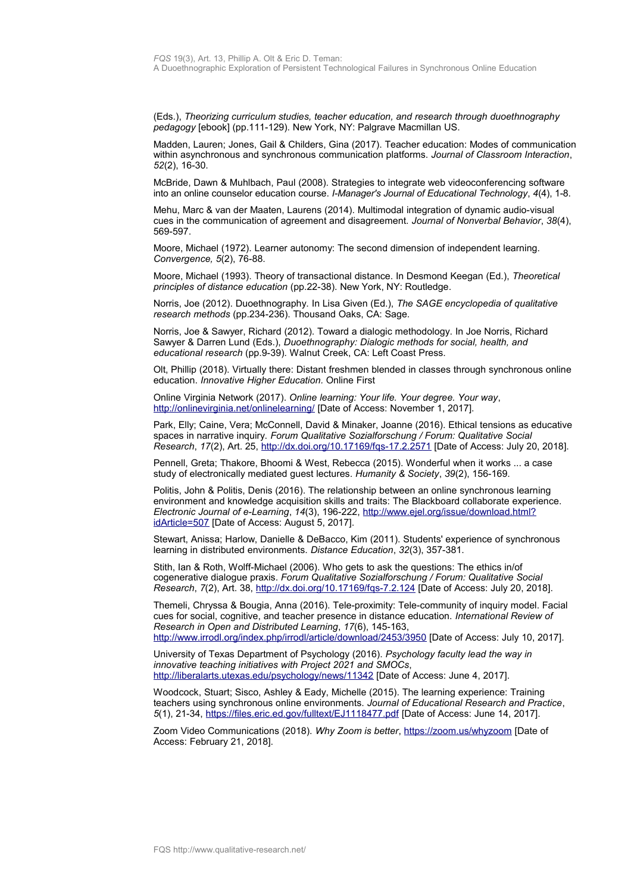(Eds.), *Theorizing curriculum studies, teacher education, and research through duoethnography pedagogy* [ebook] (pp.111-129). New York, NY: Palgrave Macmillan US.

Madden, Lauren; Jones, Gail & Childers, Gina (2017). Teacher education: Modes of communication within asynchronous and synchronous communication platforms. *Journal of Classroom Interaction*, *52*(2), 16-30.

McBride, Dawn & Muhlbach, Paul (2008). Strategies to integrate web videoconferencing software into an online counselor education course. *I-Manager's Journal of Educational Technology*, *4*(4), 1-8.

Mehu, Marc & van der Maaten, Laurens (2014). Multimodal integration of dynamic audio-visual cues in the communication of agreement and disagreement. *Journal of Nonverbal Behavior*, *38*(4), 569-597.

Moore, Michael (1972). Learner autonomy: The second dimension of independent learning. *Convergence, 5*(2), 76-88.

Moore, Michael (1993). Theory of transactional distance. In Desmond Keegan (Ed.), *Theoretical principles of distance education* (pp.22-38). New York, NY: Routledge.

Norris, Joe (2012). Duoethnography. In Lisa Given (Ed.), *The SAGE encyclopedia of qualitative research methods* (pp.234-236). Thousand Oaks, CA: Sage.

Norris, Joe & Sawyer, Richard (2012). Toward a dialogic methodology. In Joe Norris, Richard Sawyer & Darren Lund (Eds.), *Duoethnography: Dialogic methods for social, health, and educational research* (pp.9-39). Walnut Creek, CA: Left Coast Press.

Olt, Phillip (2018). Virtually there: Distant freshmen blended in classes through synchronous online education. *Innovative Higher Education*. Online First

Online Virginia Network (2017). *Online learning: Your life. Your degree. Your way*, http://onlinevirginia.net/onlinelearning/ [Date of Access: November 1, 2017].

Park, Elly; Caine, Vera; McConnell, David & Minaker, Joanne (2016). Ethical tensions as educative spaces in narrative inquiry. *Forum Qualitative Sozialforschung / Forum: Qualitative Social Research*, *17*(2), Art. 25, http://dx.doi.org/10.17169/fqs-17.2.2571 [Date of Access: July 20, 2018].

Pennell, Greta; Thakore, Bhoomi & West, Rebecca (2015). Wonderful when it works ... a case study of electronically mediated guest lectures. *Humanity & Society*, *39*(2), 156-169.

Politis, John & Politis, Denis (2016). The relationship between an online synchronous learning environment and knowledge acquisition skills and traits: The Blackboard collaborate experience. *Electronic Journal of e-Learning*, *14*(3), 196-222, http://www.ejel.org/issue/download.html?idArticle=507 [Date of Access: August 5, 2017].

Stewart, Anissa; Harlow, Danielle & DeBacco, Kim (2011). Students' experience of synchronous learning in distributed environments. *Distance Education*, *32*(3), 357-381.

Stith, Ian & Roth, Wolff-Michael (2006). Who gets to ask the questions: The ethics in/of cogenerative dialogue praxis. *Forum Qualitative Sozialforschung / Forum: Qualitative Social Research*, *7*(2), Art. 38, http://dx.doi.org/10.17169/fqs-7.2.124 [Date of Access: July 20, 2018].

Themeli, Chryssa & Bougia, Anna (2016). Tele-proximity: Tele-community of inquiry model. Facial cues for social, cognitive, and teacher presence in distance education. *International Review of Research in Open and Distributed Learning*, *17*(6), 145-163, http://www.irrodl.org/index.php/irrodl/article/download/2453/3950 [Date of Access: July 10, 2017].

University of Texas Department of Psychology (2016). *Psychology faculty lead the way in innovative teaching initiatives with Project 2021 and SMOCs*, http://liberalarts.utexas.edu/psychology/news/11342 [Date of Access: June 4, 2017].

Woodcock, Stuart; Sisco, Ashley & Eady, Michelle (2015). The learning experience: Training teachers using synchronous online environments. *Journal of Educational Research and Practice*, *5*(1), 21-34, https://files.eric.ed.gov/fulltext/EJ1118477.pdf [Date of Access: June 14, 2017].

Zoom Video Communications (2018). *Why Zoom is better*, https://zoom.us/whyzoom [Date of Access: February 21, 2018].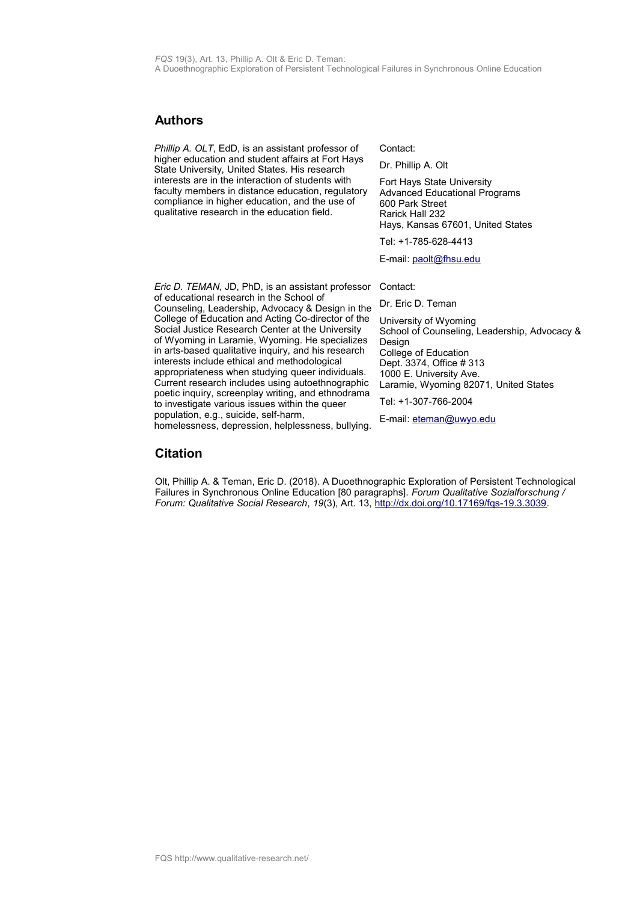## Authors

*Phillip A. OLT*, EdD, is an assistant professor of higher education and student affairs at Fort Hays State University, United States. His research interests are in the interaction of students with faculty members in distance education, regulatory compliance in higher education, and the use of qualitative research in the education field.

Contact:

Dr. Phillip A. Olt

Fort Hays State University
Advanced Educational Programs
600 Park Street
Rarick Hall 232
Hays, Kansas 67601, United States

Tel: +1-785-628-4413

E-mail: paolt@fhsu.edu

*Eric D. TEMAN*, JD, PhD, is an assistant professor of educational research in the School of Counseling, Leadership, Advocacy & Design in the College of Education and Acting Co-director of the Social Justice Research Center at the University of Wyoming in Laramie, Wyoming. He specializes in arts-based qualitative inquiry, and his research interests include ethical and methodological appropriateness when studying queer individuals. Current research includes using autoethnographic poetic inquiry, screenplay writing, and ethnodrama to investigate various issues within the queer population, e.g., suicide, self-harm, homelessness, depression, helplessness, bullying.

Contact:

Dr. Eric D. Teman

University of Wyoming
School of Counseling, Leadership, Advocacy & Design
College of Education
Dept. 3374, Office # 313
1000 E. University Ave.
Laramie, Wyoming 82071, United States

Tel: +1-307-766-2004

E-mail: eteman@uwyo.edu

## Citation

Olt, Phillip A. & Teman, Eric D. (2018). A Duoethnographic Exploration of Persistent Technological Failures in Synchronous Online Education [80 paragraphs]. *Forum Qualitative Sozialforschung / Forum: Qualitative Social Research*, *19*(3), Art. 13, http://dx.doi.org/10.17169/fqs-19.3.3039.